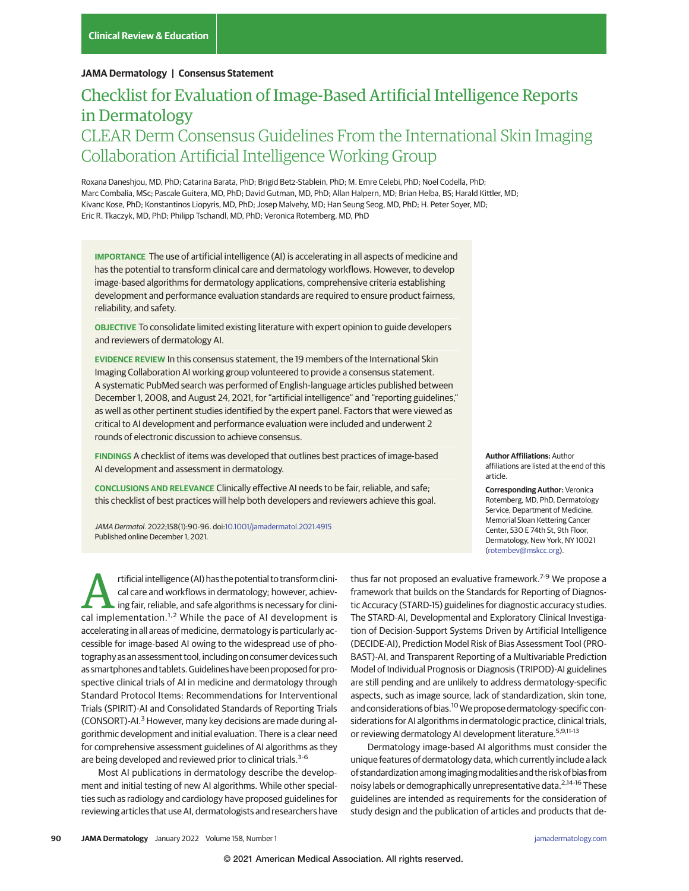Clinical Review & Education

**JAMA Dermatology | Consensus Statement**

# Checklist for Evaluation of Image-Based Artificial Intelligence Reports in Dermatology

## CLEAR Derm Consensus Guidelines From the International Skin Imaging Collaboration Artificial Intelligence Working Group

Roxana Daneshjou, MD, PhD; Catarina Barata, PhD; Brigid Betz-Stablein, PhD; M. Emre Celebi, PhD; Noel Codella, PhD; Marc Combalia, MSc; Pascale Guitera, MD, PhD; David Gutman, MD, PhD; Allan Halpern, MD; Brian Helba, BS; Harald Kittler, MD; Kivanc Kose, PhD; Konstantinos Liopyris, MD, PhD; Josep Malvehy, MD; Han Seung Seog, MD, PhD; H. Peter Soyer, MD; Eric R. Tkaczyk, MD, PhD; Philipp Tschandl, MD, PhD; Veronica Rotemberg, MD, PhD

**IMPORTANCE** The use of artificial intelligence (AI) is accelerating in all aspects of medicine and has the potential to transform clinical care and dermatology workflows. However, to develop image-based algorithms for dermatology applications, comprehensive criteria establishing development and performance evaluation standards are required to ensure product fairness, reliability, and safety.

**OBJECTIVE** To consolidate limited existing literature with expert opinion to guide developers and reviewers of dermatology AI.

**EVIDENCE REVIEW** In this consensus statement, the 19 members of the International Skin Imaging Collaboration AI working group volunteered to provide a consensus statement. A systematic PubMed search was performed of English-language articles published between December 1, 2008, and August 24, 2021, for "artificial intelligence" and "reporting guidelines," as well as other pertinent studies identified by the expert panel. Factors that were viewed as critical to AI development and performance evaluation were included and underwent 2 rounds of electronic discussion to achieve consensus.

**FINDINGS** A checklist of items was developed that outlines best practices of image-based AI development and assessment in dermatology.

**CONCLUSIONS AND RELEVANCE** Clinically effective AI needs to be fair, reliable, and safe; this checklist of best practices will help both developers and reviewers achieve this goal.

*JAMA Dermatol*. 2022;158(1):90-96. doi:10.1001/jamadermatol.2021.4915
Published online December 1, 2021.

**Author Affiliations:** Author affiliations are listed at the end of this article.

**Corresponding Author:** Veronica Rotemberg, MD, PhD, Dermatology Service, Department of Medicine, Memorial Sloan Kettering Cancer Center, 530 E 74th St, 9th Floor, Dermatology, New York, NY 10021 (rotembev@mskcc.org).

Artificial intelligence (AI) has the potential to transform clinical care and workflows in dermatology; however, achieving fair, reliable, and safe algorithms is necessary for clinical implementation.[1,2] While the pace of AI development is accelerating in all areas of medicine, dermatology is particularly accessible for image-based AI owing to the widespread use of photography as an assessment tool, including on consumer devices such as smartphones and tablets. Guidelines have been proposed for prospective clinical trials of AI in medicine and dermatology through Standard Protocol Items: Recommendations for Interventional Trials (SPIRIT)-AI and Consolidated Standards of Reporting Trials (CONSORT)-AI.[3] However, many key decisions are made during algorithmic development and initial evaluation. There is a clear need for comprehensive assessment guidelines of AI algorithms as they are being developed and reviewed prior to clinical trials.[3-6]

Most AI publications in dermatology describe the development and initial testing of new AI algorithms. While other specialties such as radiology and cardiology have proposed guidelines for reviewing articles that use AI, dermatologists and researchers have thus far not proposed an evaluative framework.[7-9] We propose a framework that builds on the Standards for Reporting of Diagnostic Accuracy (STARD-15) guidelines for diagnostic accuracy studies. The STARD-AI, Developmental and Exploratory Clinical Investigation of Decision-Support Systems Driven by Artificial Intelligence (DECIDE-AI), Prediction Model Risk of Bias Assessment Tool (PROBAST)-AI, and Transparent Reporting of a Multivariable Prediction Model of Individual Prognosis or Diagnosis (TRIPOD)-AI guidelines are still pending and are unlikely to address dermatology-specific aspects, such as image source, lack of standardization, skin tone, and considerations of bias.[10] We propose dermatology-specific considerations for AI algorithms in dermatologic practice, clinical trials, or reviewing dermatology AI development literature.[5,9,11-13]

Dermatology image-based AI algorithms must consider the unique features of dermatology data, which currently include a lack of standardization among imaging modalities and the risk of bias from noisy labels or demographically unrepresentative data.[2,14-16] These guidelines are intended as requirements for the consideration of study design and the publication of articles and products that de-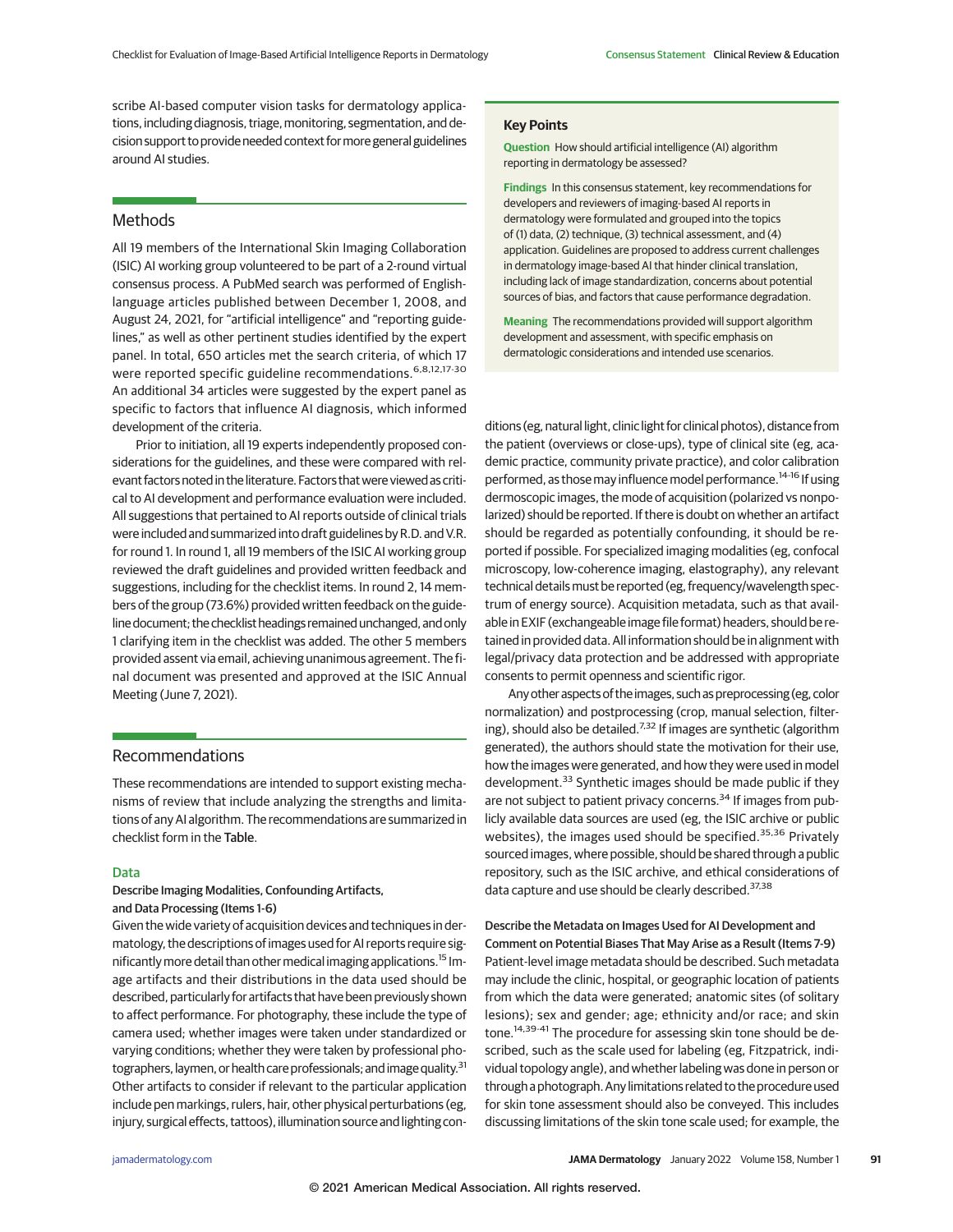scribe AI-based computer vision tasks for dermatology applications, including diagnosis, triage, monitoring, segmentation, and decision support to provide needed context for more general guidelines around AI studies.

## Methods

All 19 members of the International Skin Imaging Collaboration (ISIC) AI working group volunteered to be part of a 2-round virtual consensus process. A PubMed search was performed of English-language articles published between December 1, 2008, and August 24, 2021, for "artificial intelligence" and "reporting guidelines," as well as other pertinent studies identified by the expert panel. In total, 650 articles met the search criteria, of which 17 were reported specific guideline recommendations.[6,8,12,17-30] An additional 34 articles were suggested by the expert panel as specific to factors that influence AI diagnosis, which informed development of the criteria.

Prior to initiation, all 19 experts independently proposed considerations for the guidelines, and these were compared with relevant factors noted in the literature. Factors that were viewed as critical to AI development and performance evaluation were included. All suggestions that pertained to AI reports outside of clinical trials were included and summarized into draft guidelines by R.D. and V.R. for round 1. In round 1, all 19 members of the ISIC AI working group reviewed the draft guidelines and provided written feedback and suggestions, including for the checklist items. In round 2, 14 members of the group (73.6%) provided written feedback on the guideline document; the checklist headings remained unchanged, and only 1 clarifying item in the checklist was added. The other 5 members provided assent via email, achieving unanimous agreement. The final document was presented and approved at the ISIC Annual Meeting (June 7, 2021).

## Recommendations

These recommendations are intended to support existing mechanisms of review that include analyzing the strengths and limitations of any AI algorithm. The recommendations are summarized in checklist form in the Table.

### Data

#### Describe Imaging Modalities, Confounding Artifacts, and Data Processing (Items 1-6)

Given the wide variety of acquisition devices and techniques in dermatology, the descriptions of images used for AI reports require significantly more detail than other medical imaging applications.[15] Image artifacts and their distributions in the data used should be described, particularly for artifacts that have been previously shown to affect performance. For photography, these include the type of camera used; whether images were taken under standardized or varying conditions; whether they were taken by professional photographers, laymen, or health care professionals; and image quality.[31] Other artifacts to consider if relevant to the particular application include pen markings, rulers, hair, other physical perturbations (eg, injury, surgical effects, tattoos), illumination source and lighting conditions (eg, natural light, clinic light for clinical photos), distance from the patient (overviews or close-ups), type of clinical site (eg, academic practice, community private practice), and color calibration performed, as those may influence model performance.[14-16] If using dermoscopic images, the mode of acquisition (polarized vs nonpolarized) should be reported. If there is doubt on whether an artifact should be regarded as potentially confounding, it should be reported if possible. For specialized imaging modalities (eg, confocal microscopy, low-coherence imaging, elastography), any relevant technical details must be reported (eg, frequency/wavelength spectrum of energy source). Acquisition metadata, such as that available in EXIF (exchangeable image file format) headers, should be retained in provided data. All information should be in alignment with legal/privacy data protection and be addressed with appropriate consents to permit openness and scientific rigor.

Any other aspects of the images, such as preprocessing (eg, color normalization) and postprocessing (crop, manual selection, filtering), should also be detailed.[7,32] If images are synthetic (algorithm generated), the authors should state the motivation for their use, how the images were generated, and how they were used in model development.[33] Synthetic images should be made public if they are not subject to patient privacy concerns.[34] If images from publicly available data sources are used (eg, the ISIC archive or public websites), the images used should be specified.[35,36] Privately sourced images, where possible, should be shared through a public repository, such as the ISIC archive, and ethical considerations of data capture and use should be clearly described.[37,38]

#### Describe the Metadata on Images Used for AI Development and Comment on Potential Biases That May Arise as a Result (Items 7-9)

Patient-level image metadata should be described. Such metadata may include the clinic, hospital, or geographic location of patients from which the data were generated; anatomic sites (of solitary lesions); sex and gender; age; ethnicity and/or race; and skin tone.[14,39-41] The procedure for assessing skin tone should be described, such as the scale used for labeling (eg, Fitzpatrick, individual topology angle), and whether labeling was done in person or through a photograph. Any limitations related to the procedure used for skin tone assessment should also be conveyed. This includes discussing limitations of the skin tone scale used; for example, the

**Key Points**

**Question** How should artificial intelligence (AI) algorithm reporting in dermatology be assessed?

**Findings** In this consensus statement, key recommendations for developers and reviewers of imaging-based AI reports in dermatology were formulated and grouped into the topics of (1) data, (2) technique, (3) technical assessment, and (4) application. Guidelines are proposed to address current challenges in dermatology image-based AI that hinder clinical translation, including lack of image standardization, concerns about potential sources of bias, and factors that cause performance degradation.

**Meaning** The recommendations provided will support algorithm development and assessment, with specific emphasis on dermatologic considerations and intended use scenarios.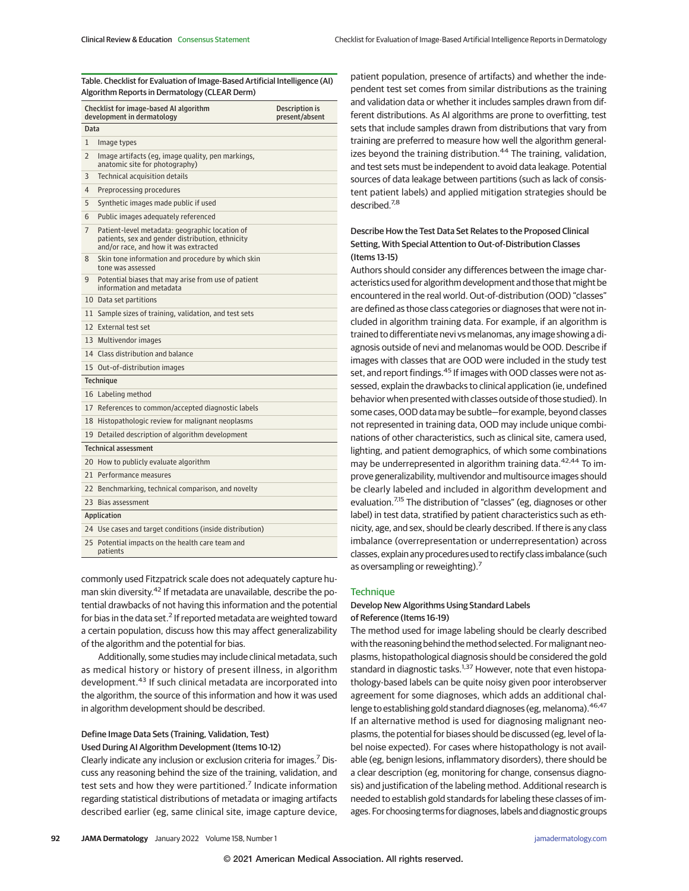Table. Checklist for Evaluation of Image-Based Artificial Intelligence (AI) Algorithm Reports in Dermatology (CLEAR Derm)

| Checklist for image-based AI algorithm development in dermatology | | Description is present/absent |
|---|---|---|
| **Data** | | |
| 1 | Image types | |
| 2 | Image artifacts (eg, image quality, pen markings, anatomic site for photography) | |
| 3 | Technical acquisition details | |
| 4 | Preprocessing procedures | |
| 5 | Synthetic images made public if used | |
| 6 | Public images adequately referenced | |
| 7 | Patient-level metadata: geographic location of patients, sex and gender distribution, ethnicity and/or race, and how it was extracted | |
| 8 | Skin tone information and procedure by which skin tone was assessed | |
| 9 | Potential biases that may arise from use of patient information and metadata | |
| 10 | Data set partitions | |
| 11 | Sample sizes of training, validation, and test sets | |
| 12 | External test set | |
| 13 | Multivendor images | |
| 14 | Class distribution and balance | |
| 15 | Out-of-distribution images | |
| **Technique** | | |
| 16 | Labeling method | |
| 17 | References to common/accepted diagnostic labels | |
| 18 | Histopathologic review for malignant neoplasms | |
| 19 | Detailed description of algorithm development | |
| **Technical assessment** | | |
| 20 | How to publicly evaluate algorithm | |
| 21 | Performance measures | |
| 22 | Benchmarking, technical comparison, and novelty | |
| 23 | Bias assessment | |
| **Application** | | |
| 24 | Use cases and target conditions (inside distribution) | |
| 25 | Potential impacts on the health care team and patients | |

commonly used Fitzpatrick scale does not adequately capture human skin diversity.[42] If metadata are unavailable, describe the potential drawbacks of not having this information and the potential for bias in the data set.[2] If reported metadata are weighted toward a certain population, discuss how this may affect generalizability of the algorithm and the potential for bias.

Additionally, some studies may include clinical metadata, such as medical history or history of present illness, in algorithm development.[43] If such clinical metadata are incorporated into the algorithm, the source of this information and how it was used in algorithm development should be described.

### Define Image Data Sets (Training, Validation, Test) Used During AI Algorithm Development (Items 10-12)

Clearly indicate any inclusion or exclusion criteria for images.[7] Discuss any reasoning behind the size of the training, validation, and test sets and how they were partitioned.[7] Indicate information regarding statistical distributions of metadata or imaging artifacts described earlier (eg, same clinical site, image capture device, patient population, presence of artifacts) and whether the independent test set comes from similar distributions as the training and validation data or whether it includes samples drawn from different distributions. As AI algorithms are prone to overfitting, test sets that include samples drawn from distributions that vary from training are preferred to measure how well the algorithm generalizes beyond the training distribution.[44] The training, validation, and test sets must be independent to avoid data leakage. Potential sources of data leakage between partitions (such as lack of consistent patient labels) and applied mitigation strategies should be described.[7,8]

### Describe How the Test Data Set Relates to the Proposed Clinical Setting, With Special Attention to Out-of-Distribution Classes (Items 13-15)

Authors should consider any differences between the image characteristics used for algorithm development and those that might be encountered in the real world. Out-of-distribution (OOD) "classes" are defined as those class categories or diagnoses that were not included in algorithm training data. For example, if an algorithm is trained to differentiate nevi vs melanomas, any image showing a diagnosis outside of nevi and melanomas would be OOD. Describe if images with classes that are OOD were included in the study test set, and report findings.[45] If images with OOD classes were not assessed, explain the drawbacks to clinical application (ie, undefined behavior when presented with classes outside of those studied). In some cases, OOD data may be subtle—for example, beyond classes not represented in training data, OOD may include unique combinations of other characteristics, such as clinical site, camera used, lighting, and patient demographics, of which some combinations may be underrepresented in algorithm training data.[42,44] To improve generalizability, multivendor and multisource images should be clearly labeled and included in algorithm development and evaluation.[7,15] The distribution of "classes" (eg, diagnoses or other label) in test data, stratified by patient characteristics such as ethnicity, age, and sex, should be clearly described. If there is any class imbalance (overrepresentation or underrepresentation) across classes, explain any procedures used to rectify class imbalance (such as oversampling or reweighting).[7]

## Technique

### Develop New Algorithms Using Standard Labels of Reference (Items 16-19)

The method used for image labeling should be clearly described with the reasoning behind the method selected. For malignant neoplasms, histopathological diagnosis should be considered the gold standard in diagnostic tasks.[1,37] However, note that even histopathology-based labels can be quite noisy given poor interobserver agreement for some diagnoses, which adds an additional challenge to establishing gold standard diagnoses (eg, melanoma).[46,47] If an alternative method is used for diagnosing malignant neoplasms, the potential for biases should be discussed (eg, level of label noise expected). For cases where histopathology is not available (eg, benign lesions, inflammatory disorders), there should be a clear description (eg, monitoring for change, consensus diagnosis) and justification of the labeling method. Additional research is needed to establish gold standards for labeling these classes of images. For choosing terms for diagnoses, labels and diagnostic groups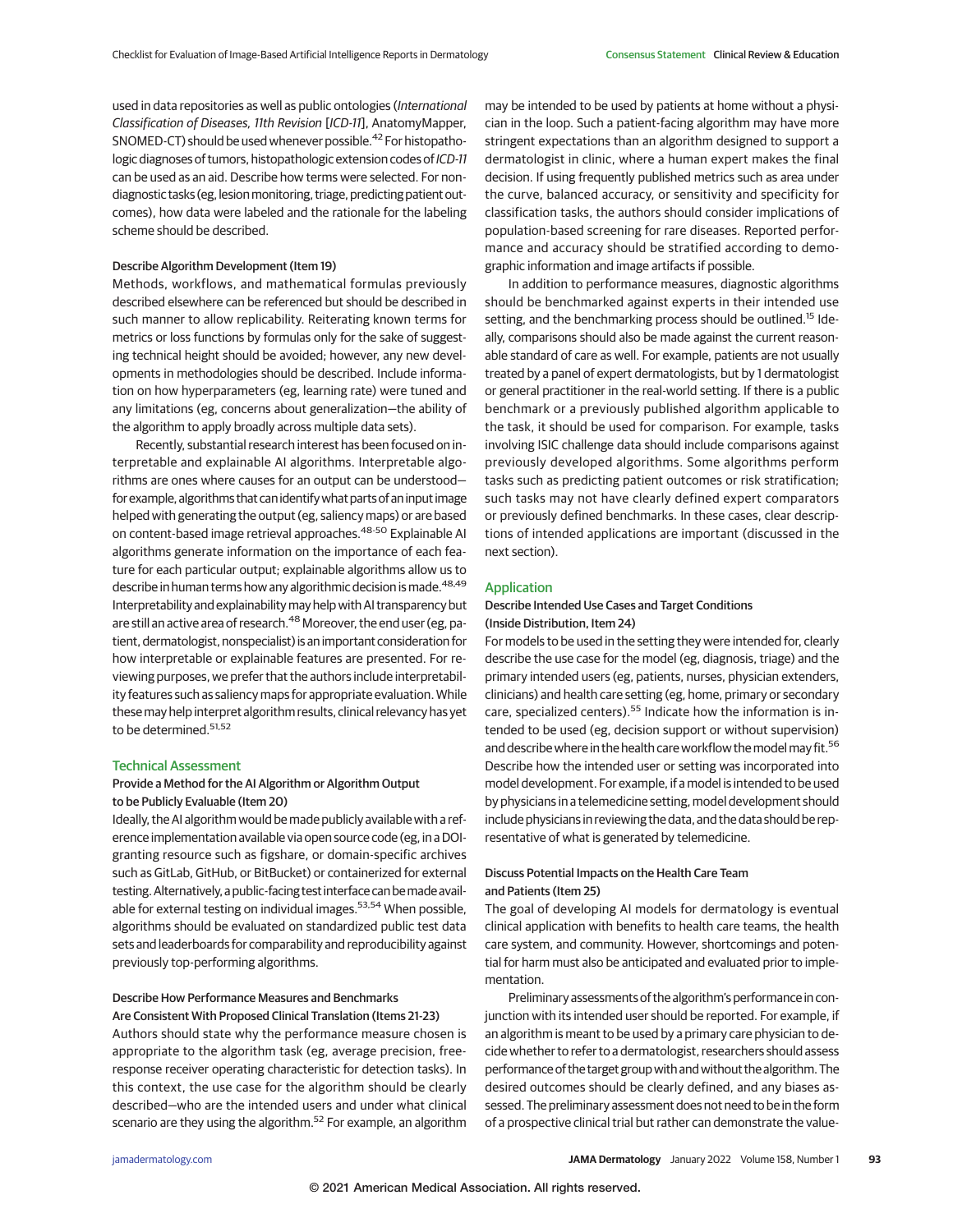used in data repositories as well as public ontologies (*International Classification of Diseases, 11th Revision* [*ICD-11*], AnatomyMapper, SNOMED-CT) should be used whenever possible.[42] For histopathologic diagnoses of tumors, histopathologic extension codes of *ICD-11* can be used as an aid. Describe how terms were selected. For nondiagnostic tasks (eg, lesion monitoring, triage, predicting patient outcomes), how data were labeled and the rationale for the labeling scheme should be described.

#### Describe Algorithm Development (Item 19)

Methods, workflows, and mathematical formulas previously described elsewhere can be referenced but should be described in such manner to allow replicability. Reiterating known terms for metrics or loss functions by formulas only for the sake of suggesting technical height should be avoided; however, any new developments in methodologies should be described. Include information on how hyperparameters (eg, learning rate) were tuned and any limitations (eg, concerns about generalization—the ability of the algorithm to apply broadly across multiple data sets).

Recently, substantial research interest has been focused on interpretable and explainable AI algorithms. Interpretable algorithms are ones where causes for an output can be understood—for example, algorithms that can identify what parts of an input image helped with generating the output (eg, saliency maps) or are based on content-based image retrieval approaches.[48-50] Explainable AI algorithms generate information on the importance of each feature for each particular output; explainable algorithms allow us to describe in human terms how any algorithmic decision is made.[48,49] Interpretability and explainability may help with AI transparency but are still an active area of research.[48] Moreover, the end user (eg, patient, dermatologist, nonspecialist) is an important consideration for how interpretable or explainable features are presented. For reviewing purposes, we prefer that the authors include interpretability features such as saliency maps for appropriate evaluation. While these may help interpret algorithm results, clinical relevancy has yet to be determined.[51,52]

### Technical Assessment

#### Provide a Method for the AI Algorithm or Algorithm Output to be Publicly Evaluable (Item 20)

Ideally, the AI algorithm would be made publicly available with a reference implementation available via open source code (eg, in a DOI-granting resource such as figshare, or domain-specific archives such as GitLab, GitHub, or BitBucket) or containerized for external testing. Alternatively, a public-facing test interface can be made available for external testing on individual images.[53,54] When possible, algorithms should be evaluated on standardized public test data sets and leaderboards for comparability and reproducibility against previously top-performing algorithms.

#### Describe How Performance Measures and Benchmarks Are Consistent With Proposed Clinical Translation (Items 21-23)

Authors should state why the performance measure chosen is appropriate to the algorithm task (eg, average precision, free-response receiver operating characteristic for detection tasks). In this context, the use case for the algorithm should be clearly described—who are the intended users and under what clinical scenario are they using the algorithm.[52] For example, an algorithm may be intended to be used by patients at home without a physician in the loop. Such a patient-facing algorithm may have more stringent expectations than an algorithm designed to support a dermatologist in clinic, where a human expert makes the final decision. If using frequently published metrics such as area under the curve, balanced accuracy, or sensitivity and specificity for classification tasks, the authors should consider implications of population-based screening for rare diseases. Reported performance and accuracy should be stratified according to demographic information and image artifacts if possible.

In addition to performance measures, diagnostic algorithms should be benchmarked against experts in their intended use setting, and the benchmarking process should be outlined.[15] Ideally, comparisons should also be made against the current reasonable standard of care as well. For example, patients are not usually treated by a panel of expert dermatologists, but by 1 dermatologist or general practitioner in the real-world setting. If there is a public benchmark or a previously published algorithm applicable to the task, it should be used for comparison. For example, tasks involving ISIC challenge data should include comparisons against previously developed algorithms. Some algorithms perform tasks such as predicting patient outcomes or risk stratification; such tasks may not have clearly defined expert comparators or previously defined benchmarks. In these cases, clear descriptions of intended applications are important (discussed in the next section).

### Application

#### Describe Intended Use Cases and Target Conditions (Inside Distribution, Item 24)

For models to be used in the setting they were intended for, clearly describe the use case for the model (eg, diagnosis, triage) and the primary intended users (eg, patients, nurses, physician extenders, clinicians) and health care setting (eg, home, primary or secondary care, specialized centers).[55] Indicate how the information is intended to be used (eg, decision support or without supervision) and describe where in the health care workflow the model may fit.[56] Describe how the intended user or setting was incorporated into model development. For example, if a model is intended to be used by physicians in a telemedicine setting, model development should include physicians in reviewing the data, and the data should be representative of what is generated by telemedicine.

#### Discuss Potential Impacts on the Health Care Team and Patients (Item 25)

The goal of developing AI models for dermatology is eventual clinical application with benefits to health care teams, the health care system, and community. However, shortcomings and potential for harm must also be anticipated and evaluated prior to implementation.

Preliminary assessments of the algorithm's performance in conjunction with its intended user should be reported. For example, if an algorithm is meant to be used by a primary care physician to decide whether to refer to a dermatologist, researchers should assess performance of the target group with and without the algorithm. The desired outcomes should be clearly defined, and any biases assessed. The preliminary assessment does not need to be in the form of a prospective clinical trial but rather can demonstrate the value-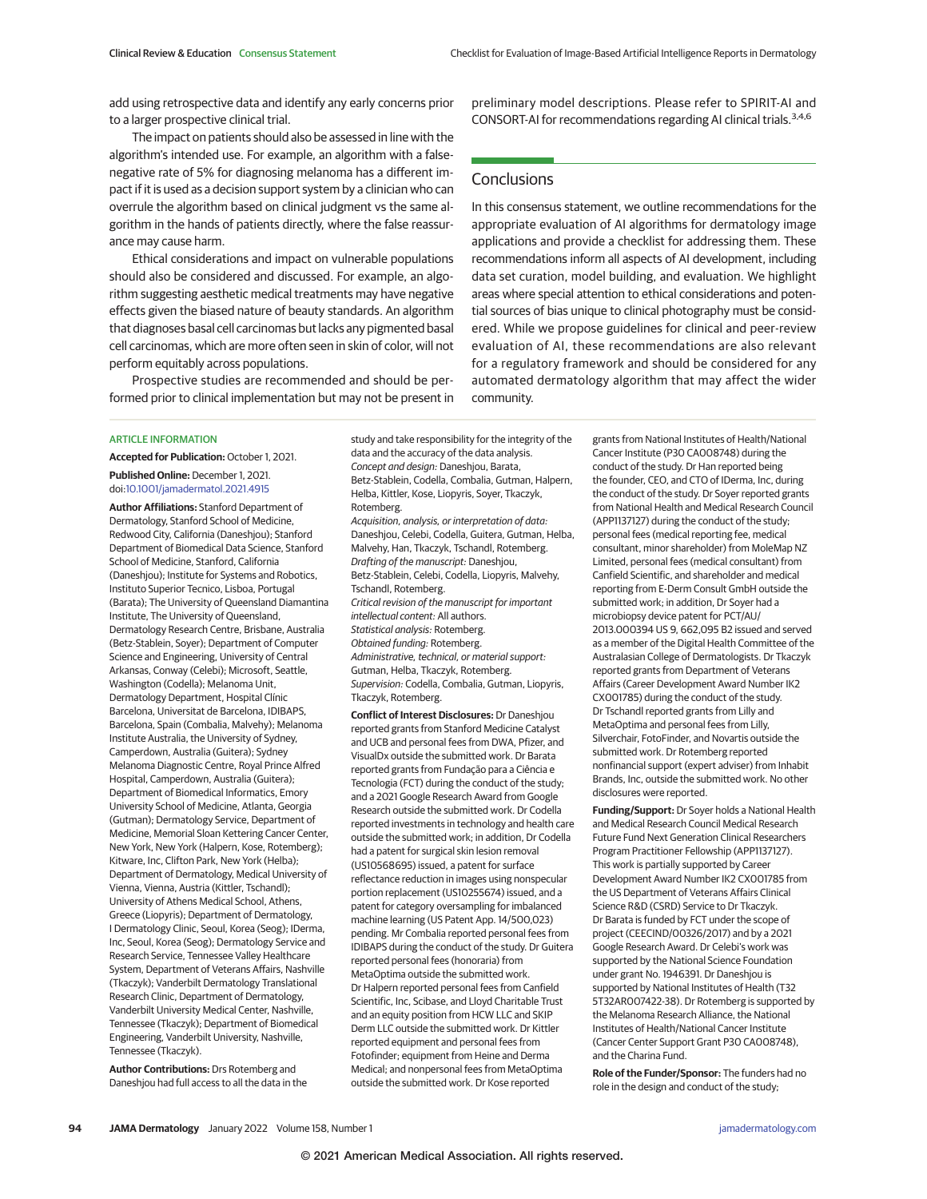add using retrospective data and identify any early concerns prior to a larger prospective clinical trial.

The impact on patients should also be assessed in line with the algorithm's intended use. For example, an algorithm with a false-negative rate of 5% for diagnosing melanoma has a different impact if it is used as a decision support system by a clinician who can overrule the algorithm based on clinical judgment vs the same algorithm in the hands of patients directly, where the false reassurance may cause harm.

Ethical considerations and impact on vulnerable populations should also be considered and discussed. For example, an algorithm suggesting aesthetic medical treatments may have negative effects given the biased nature of beauty standards. An algorithm that diagnoses basal cell carcinomas but lacks any pigmented basal cell carcinomas, which are more often seen in skin of color, will not perform equitably across populations.

Prospective studies are recommended and should be performed prior to clinical implementation but may not be present in preliminary model descriptions. Please refer to SPIRIT-AI and CONSORT-AI for recommendations regarding AI clinical trials.[3,4,6]

## Conclusions

In this consensus statement, we outline recommendations for the appropriate evaluation of AI algorithms for dermatology image applications and provide a checklist for addressing them. These recommendations inform all aspects of AI development, including data set curation, model building, and evaluation. We highlight areas where special attention to ethical considerations and potential sources of bias unique to clinical photography must be considered. While we propose guidelines for clinical and peer-review evaluation of AI, these recommendations are also relevant for a regulatory framework and should be considered for any automated dermatology algorithm that may affect the wider community.

### ARTICLE INFORMATION

**Accepted for Publication:** October 1, 2021.

**Published Online:** December 1, 2021. doi:10.1001/jamadermatol.2021.4915

**Author Affiliations:** Stanford Department of Dermatology, Stanford School of Medicine, Redwood City, California (Daneshjou); Stanford Department of Biomedical Data Science, Stanford School of Medicine, Stanford, California (Daneshjou); Institute for Systems and Robotics, Instituto Superior Tecnico, Lisboa, Portugal (Barata); The University of Queensland Diamantina Institute, The University of Queensland, Dermatology Research Centre, Brisbane, Australia (Betz-Stablein, Soyer); Department of Computer Science and Engineering, University of Central Arkansas, Conway (Celebi); Microsoft, Seattle, Washington (Codella); Melanoma Unit, Dermatology Department, Hospital Clínic Barcelona, Universitat de Barcelona, IDIBAPS, Barcelona, Spain (Combalia, Malvehy); Melanoma Institute Australia, the University of Sydney, Camperdown, Australia (Guitera); Sydney Melanoma Diagnostic Centre, Royal Prince Alfred Hospital, Camperdown, Australia (Guitera); Department of Biomedical Informatics, Emory University School of Medicine, Atlanta, Georgia (Gutman); Dermatology Service, Department of Medicine, Memorial Sloan Kettering Cancer Center, New York, New York (Halpern, Kose, Rotemberg); Kitware, Inc, Clifton Park, New York (Helba); Department of Dermatology, Medical University of Vienna, Vienna, Austria (Kittler, Tschandl); University of Athens Medical School, Athens, Greece (Liopyris); Department of Dermatology, I Dermatology Clinic, Seoul, Korea (Seog); IDerma, Inc, Seoul, Korea (Seog); Dermatology Service and Research Service, Tennessee Valley Healthcare System, Department of Veterans Affairs, Nashville (Tkaczyk); Vanderbilt Dermatology Translational Research Clinic, Department of Dermatology, Vanderbilt University Medical Center, Nashville, Tennessee (Tkaczyk); Department of Biomedical Engineering, Vanderbilt University, Nashville, Tennessee (Tkaczyk).

**Author Contributions:** Drs Rotemberg and Daneshjou had full access to all the data in the study and take responsibility for the integrity of the data and the accuracy of the data analysis.
*Concept and design:* Daneshjou, Barata, Betz-Stablein, Codella, Combalia, Gutman, Halpern, Helba, Kittler, Kose, Liopyris, Soyer, Tkaczyk, Rotemberg.
*Acquisition, analysis, or interpretation of data:* Daneshjou, Celebi, Codella, Guitera, Gutman, Helba, Malvehy, Han, Tkaczyk, Tschandl, Rotemberg.
*Drafting of the manuscript:* Daneshjou, Betz-Stablein, Celebi, Codella, Liopyris, Malvehy, Tschandl, Rotemberg.
*Critical revision of the manuscript for important intellectual content:* All authors.
*Statistical analysis:* Rotemberg.
*Obtained funding:* Rotemberg.
*Administrative, technical, or material support:* Gutman, Helba, Tkaczyk, Rotemberg.
*Supervision:* Codella, Combalia, Gutman, Liopyris, Tkaczyk, Rotemberg.

**Conflict of Interest Disclosures:** Dr Daneshjou reported grants from Stanford Medicine Catalyst and UCB and personal fees from DWA, Pfizer, and VisualDx outside the submitted work. Dr Barata reported grants from Fundação para a Ciência e Tecnologia (FCT) during the conduct of the study; and a 2021 Google Research Award from Google Research outside the submitted work. Dr Codella reported investments in technology and health care outside the submitted work; in addition, Dr Codella had a patent for surgical skin lesion removal (US10568695) issued, a patent for surface reflectance reduction in images using nonspecular portion replacement (US10255674) issued, and a patent for category oversampling for imbalanced machine learning (US Patent App. 14/500,023) pending. Mr Combalia reported personal fees from IDIBAPS during the conduct of the study. Dr Guitera reported personal fees (honoraria) from MetaOptima outside the submitted work. Dr Halpern reported personal fees from Canfield Scientific, Inc, Scibase, and Lloyd Charitable Trust and an equity position from HCW LLC and SKIP Derm LLC outside the submitted work. Dr Kittler reported equipment and personal fees from Fotofinder; equipment from Heine and Derma Medical; and nonpersonal fees from MetaOptima outside the submitted work. Dr Kose reported grants from National Institutes of Health/National Cancer Institute (P30 CA008748) during the conduct of the study. Dr Han reported being the founder, CEO, and CTO of IDerma, Inc, during the conduct of the study. Dr Soyer reported grants from National Health and Medical Research Council (APP1137127) during the conduct of the study; personal fees (medical reporting fee, medical consultant, minor shareholder) from MoleMap NZ Limited, personal fees (medical consultant) from Canfield Scientific, and shareholder and medical reporting from E-Derm Consult GmbH outside the submitted work; in addition, Dr Soyer had a microbiopsy device patent for PCT/AU/2013.000394 US 9, 662,095 B2 issued and served as a member of the Digital Health Committee of the Australasian College of Dermatologists. Dr Tkaczyk reported grants from Department of Veterans Affairs (Career Development Award Number IK2 CX001785) during the conduct of the study. Dr Tschandl reported grants from Lilly and MetaOptima and personal fees from Lilly, Silverchair, FotoFinder, and Novartis outside the submitted work. Dr Rotemberg reported nonfinancial support (expert adviser) from Inhabit Brands, Inc, outside the submitted work. No other disclosures were reported.

**Funding/Support:** Dr Soyer holds a National Health and Medical Research Council Medical Research Future Fund Next Generation Clinical Researchers Program Practitioner Fellowship (APP1137127). This work is partially supported by Career Development Award Number IK2 CX001785 from the US Department of Veterans Affairs Clinical Science R&D (CSRD) Service to Dr Tkaczyk. Dr Barata is funded by FCT under the scope of project (CEECIND/00326/2017) and by a 2021 Google Research Award. Dr Celebi's work was supported by the National Science Foundation under grant No. 1946391. Dr Daneshjou is supported by National Institutes of Health (T32 5T32AR007422-38). Dr Rotemberg is supported by the Melanoma Research Alliance, the National Institutes of Health/National Cancer Institute (Cancer Center Support Grant P30 CA008748), and the Charina Fund.

**Role of the Funder/Sponsor:** The funders had no role in the design and conduct of the study;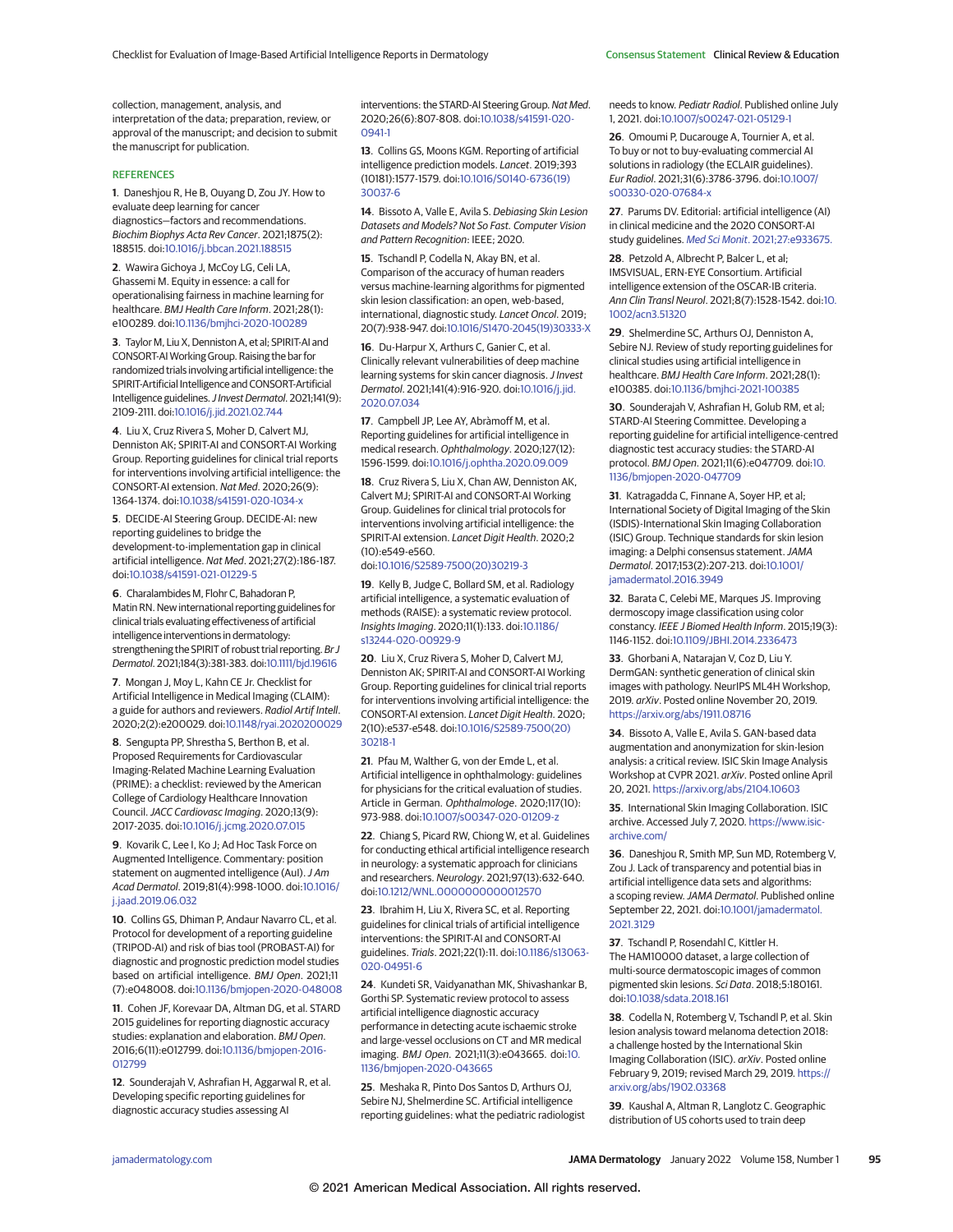collection, management, analysis, and interpretation of the data; preparation, review, or approval of the manuscript; and decision to submit the manuscript for publication.

## REFERENCES

1. Daneshjou R, He B, Ouyang D, Zou JY. How to evaluate deep learning for cancer diagnostics—factors and recommendations. *Biochim Biophys Acta Rev Cancer*. 2021;1875(2):188515. doi:10.1016/j.bbcan.2021.188515

2. Wawira Gichoya J, McCoy LG, Celi LA, Ghassemi M. Equity in essence: a call for operationalising fairness in machine learning for healthcare. *BMJ Health Care Inform*. 2021;28(1):e100289. doi:10.1136/bmjhci-2020-100289

3. Taylor M, Liu X, Denniston A, et al; SPIRIT-AI and CONSORT-AI Working Group. Raising the bar for randomized trials involving artificial intelligence: the SPIRIT-Artificial Intelligence and CONSORT-Artificial Intelligence guidelines. *J Invest Dermatol*. 2021;141(9):2109-2111. doi:10.1016/j.jid.2021.02.744

4. Liu X, Cruz Rivera S, Moher D, Calvert MJ, Denniston AK; SPIRIT-AI and CONSORT-AI Working Group. Reporting guidelines for clinical trial reports for interventions involving artificial intelligence: the CONSORT-AI extension. *Nat Med*. 2020;26(9):1364-1374. doi:10.1038/s41591-020-1034-x

5. DECIDE-AI Steering Group. DECIDE-AI: new reporting guidelines to bridge the development-to-implementation gap in clinical artificial intelligence. *Nat Med*. 2021;27(2):186-187. doi:10.1038/s41591-021-01229-5

6. Charalambides M, Flohr C, Bahadoran P, Matin RN. New international reporting guidelines for clinical trials evaluating effectiveness of artificial intelligence interventions in dermatology: strengthening the SPIRIT of robust trial reporting. *Br J Dermatol*. 2021;184(3):381-383. doi:10.1111/bjd.19616

7. Mongan J, Moy L, Kahn CE Jr. Checklist for Artificial Intelligence in Medical Imaging (CLAIM): a guide for authors and reviewers. *Radiol Artif Intell*. 2020;2(2):e200029. doi:10.1148/ryai.2020200029

8. Sengupta PP, Shrestha S, Berthon B, et al. Proposed Requirements for Cardiovascular Imaging-Related Machine Learning Evaluation (PRIME): a checklist: reviewed by the American College of Cardiology Healthcare Innovation Council. *JACC Cardiovasc Imaging*. 2020;13(9):2017-2035. doi:10.1016/j.jcmg.2020.07.015

9. Kovarik C, Lee I, Ko J; Ad Hoc Task Force on Augmented Intelligence. Commentary: position statement on augmented intelligence (AuI). *J Am Acad Dermatol*. 2019;81(4):998-1000. doi:10.1016/j.jaad.2019.06.032

10. Collins GS, Dhiman P, Andaur Navarro CL, et al. Protocol for development of a reporting guideline (TRIPOD-AI) and risk of bias tool (PROBAST-AI) for diagnostic and prognostic prediction model studies based on artificial intelligence. *BMJ Open*. 2021;11(7):e048008. doi:10.1136/bmjopen-2020-048008

11. Cohen JF, Korevaar DA, Altman DG, et al. STARD 2015 guidelines for reporting diagnostic accuracy studies: explanation and elaboration. *BMJ Open*. 2016;6(11):e012799. doi:10.1136/bmjopen-2016-012799

12. Sounderajah V, Ashrafian H, Aggarwal R, et al. Developing specific reporting guidelines for diagnostic accuracy studies assessing AI interventions: the STARD-AI Steering Group. *Nat Med*. 2020;26(6):807-808. doi:10.1038/s41591-020-0941-1

13. Collins GS, Moons KGM. Reporting of artificial intelligence prediction models. *Lancet*. 2019;393(10181):1577-1579. doi:10.1016/S0140-6736(19)30037-6

14. Bissoto A, Valle E, Avila S. *Debiasing Skin Lesion Datasets and Models? Not So Fast. Computer Vision and Pattern Recognition*: IEEE; 2020.

15. Tschandl P, Codella N, Akay BN, et al. Comparison of the accuracy of human readers versus machine-learning algorithms for pigmented skin lesion classification: an open, web-based, international, diagnostic study. *Lancet Oncol*. 2019;20(7):938-947. doi:10.1016/S1470-2045(19)30333-X

16. Du-Harpur X, Arthurs C, Ganier C, et al. Clinically relevant vulnerabilities of deep machine learning systems for skin cancer diagnosis. *J Invest Dermatol*. 2021;141(4):916-920. doi:10.1016/j.jid.2020.07.034

17. Campbell JP, Lee AY, Abràmoff M, et al. Reporting guidelines for artificial intelligence in medical research. *Ophthalmology*. 2020;127(12):1596-1599. doi:10.1016/j.ophtha.2020.09.009

18. Cruz Rivera S, Liu X, Chan AW, Denniston AK, Calvert MJ; SPIRIT-AI and CONSORT-AI Working Group. Guidelines for clinical trial protocols for interventions involving artificial intelligence: the SPIRIT-AI extension. *Lancet Digit Health*. 2020;2(10):e549-e560. doi:10.1016/S2589-7500(20)30219-3

19. Kelly B, Judge C, Bollard SM, et al. Radiology artificial intelligence, a systematic evaluation of methods (RAISE): a systematic review protocol. *Insights Imaging*. 2020;11(1):133. doi:10.1186/s13244-020-00929-9

20. Liu X, Cruz Rivera S, Moher D, Calvert MJ, Denniston AK; SPIRIT-AI and CONSORT-AI Working Group. Reporting guidelines for clinical trial reports for interventions involving artificial intelligence: the CONSORT-AI extension. *Lancet Digit Health*. 2020;2(10):e537-e548. doi:10.1016/S2589-7500(20)30218-1

21. Pfau M, Walther G, von der Emde L, et al. Artificial intelligence in ophthalmology: guidelines for physicians for the critical evaluation of studies. Article in German. *Ophthalmologe*. 2020;117(10):973-988. doi:10.1007/s00347-020-01209-z

22. Chiang S, Picard RW, Chiong W, et al. Guidelines for conducting ethical artificial intelligence research in neurology: a systematic approach for clinicians and researchers. *Neurology*. 2021;97(13):632-640. doi:10.1212/WNL.0000000000012570

23. Ibrahim H, Liu X, Rivera SC, et al. Reporting guidelines for clinical trials of artificial intelligence interventions: the SPIRIT-AI and CONSORT-AI guidelines. *Trials*. 2021;22(1):11. doi:10.1186/s13063-020-04951-6

24. Kundeti SR, Vaidyanathan MK, Shivashankar B, Gorthi SP. Systematic review protocol to assess artificial intelligence diagnostic accuracy performance in detecting acute ischaemic stroke and large-vessel occlusions on CT and MR medical imaging. *BMJ Open*. 2021;11(3):e043665. doi:10.1136/bmjopen-2020-043665

25. Meshaka R, Pinto Dos Santos D, Arthurs OJ, Sebire NJ, Shelmerdine SC. Artificial intelligence reporting guidelines: what the pediatric radiologist needs to know. *Pediatr Radiol*. Published online July 1, 2021. doi:10.1007/s00247-021-05129-1

26. Omoumi P, Ducarouge A, Tournier A, et al. To buy or not to buy-evaluating commercial AI solutions in radiology (the ECLAIR guidelines). *Eur Radiol*. 2021;31(6):3786-3796. doi:10.1007/s00330-020-07684-x

27. Parums DV. Editorial: artificial intelligence (AI) in clinical medicine and the 2020 CONSORT-AI study guidelines. *Med Sci Monit*. 2021;27:e933675.

28. Petzold A, Albrecht P, Balcer L, et al; IMSVISUAL, ERN-EYE Consortium. Artificial intelligence extension of the OSCAR-IB criteria. *Ann Clin Transl Neurol*. 2021;8(7):1528-1542. doi:10.1002/acn3.51320

29. Shelmerdine SC, Arthurs OJ, Denniston A, Sebire NJ. Review of study reporting guidelines for clinical studies using artificial intelligence in healthcare. *BMJ Health Care Inform*. 2021;28(1):e100385. doi:10.1136/bmjhci-2021-100385

30. Sounderajah V, Ashrafian H, Golub RM, et al; STARD-AI Steering Committee. Developing a reporting guideline for artificial intelligence-centred diagnostic test accuracy studies: the STARD-AI protocol. *BMJ Open*. 2021;11(6):e047709. doi:10.1136/bmjopen-2020-047709

31. Katragadda C, Finnane A, Soyer HP, et al; International Society of Digital Imaging of the Skin (ISDIS)-International Skin Imaging Collaboration (ISIC) Group. Technique standards for skin lesion imaging: a Delphi consensus statement. *JAMA Dermatol*. 2017;153(2):207-213. doi:10.1001/jamadermatol.2016.3949

32. Barata C, Celebi ME, Marques JS. Improving dermoscopy image classification using color constancy. *IEEE J Biomed Health Inform*. 2015;19(3):1146-1152. doi:10.1109/JBHI.2014.2336473

33. Ghorbani A, Natarajan V, Coz D, Liu Y. DermGAN: synthetic generation of clinical skin images with pathology. NeurIPS ML4H Workshop, 2019. *arXiv*. Posted online November 20, 2019. https://arxiv.org/abs/1911.08716

34. Bissoto A, Valle E, Avila S. GAN-based data augmentation and anonymization for skin-lesion analysis: a critical review. ISIC Skin Image Analysis Workshop at CVPR 2021. *arXiv*. Posted online April 20, 2021. https://arxiv.org/abs/2104.10603

35. International Skin Imaging Collaboration. ISIC archive. Accessed July 7, 2020. https://www.isic-archive.com/

36. Daneshjou R, Smith MP, Sun MD, Rotemberg V, Zou J. Lack of transparency and potential bias in artificial intelligence data sets and algorithms: a scoping review. *JAMA Dermatol*. Published online September 22, 2021. doi:10.1001/jamadermatol.2021.3129

37. Tschandl P, Rosendahl C, Kittler H. The HAM10000 dataset, a large collection of multi-source dermatoscopic images of common pigmented skin lesions. *Sci Data*. 2018;5:180161. doi:10.1038/sdata.2018.161

38. Codella N, Rotemberg V, Tschandl P, et al. Skin lesion analysis toward melanoma detection 2018: a challenge hosted by the International Skin Imaging Collaboration (ISIC). *arXiv*. Posted online February 9, 2019; revised March 29, 2019. https://arxiv.org/abs/1902.03368

39. Kaushal A, Altman R, Langlotz C. Geographic distribution of US cohorts used to train deep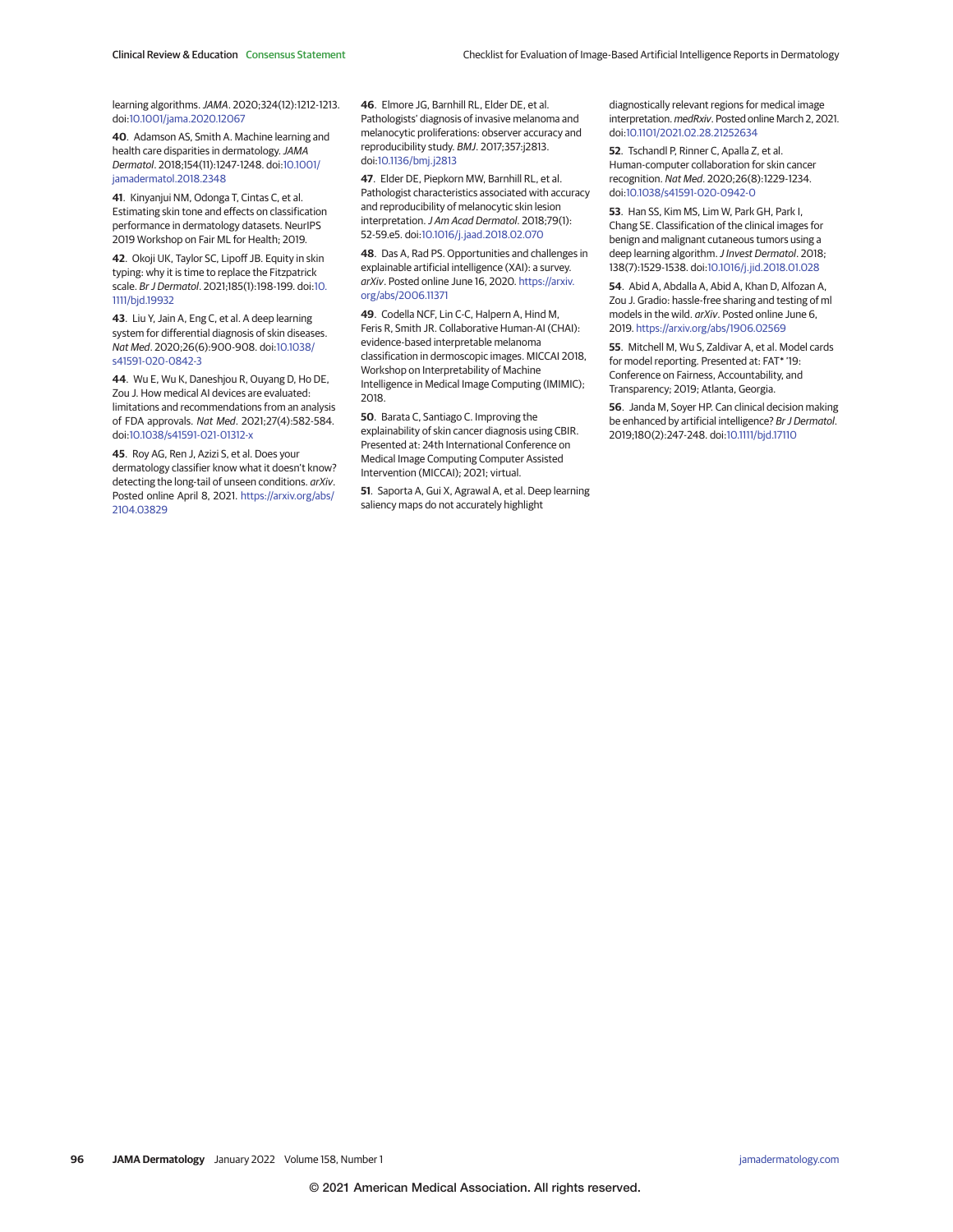learning algorithms. *JAMA*. 2020;324(12):1212-1213. doi:10.1001/jama.2020.12067

**40**. Adamson AS, Smith A. Machine learning and health care disparities in dermatology. *JAMA Dermatol*. 2018;154(11):1247-1248. doi:10.1001/jamadermatol.2018.2348

**41**. Kinyanjui NM, Odonga T, Cintas C, et al. Estimating skin tone and effects on classification performance in dermatology datasets. NeurIPS 2019 Workshop on Fair ML for Health; 2019.

**42**. Okoji UK, Taylor SC, Lipoff JB. Equity in skin typing: why it is time to replace the Fitzpatrick scale. *Br J Dermatol*. 2021;185(1):198-199. doi:10.1111/bjd.19932

**43**. Liu Y, Jain A, Eng C, et al. A deep learning system for differential diagnosis of skin diseases. *Nat Med*. 2020;26(6):900-908. doi:10.1038/s41591-020-0842-3

**44**. Wu E, Wu K, Daneshjou R, Ouyang D, Ho DE, Zou J. How medical AI devices are evaluated: limitations and recommendations from an analysis of FDA approvals. *Nat Med*. 2021;27(4):582-584. doi:10.1038/s41591-021-01312-x

**45**. Roy AG, Ren J, Azizi S, et al. Does your dermatology classifier know what it doesn't know? detecting the long-tail of unseen conditions. *arXiv*. Posted online April 8, 2021. https://arxiv.org/abs/2104.03829

**46**. Elmore JG, Barnhill RL, Elder DE, et al. Pathologists' diagnosis of invasive melanoma and melanocytic proliferations: observer accuracy and reproducibility study. *BMJ*. 2017;357:j2813. doi:10.1136/bmj.j2813

**47**. Elder DE, Piepkorn MW, Barnhill RL, et al. Pathologist characteristics associated with accuracy and reproducibility of melanocytic skin lesion interpretation. *J Am Acad Dermatol*. 2018;79(1):52-59.e5. doi:10.1016/j.jaad.2018.02.070

**48**. Das A, Rad PS. Opportunities and challenges in explainable artificial intelligence (XAI): a survey. *arXiv*. Posted online June 16, 2020. https://arxiv.org/abs/2006.11371

**49**. Codella NCF, Lin C-C, Halpern A, Hind M, Feris R, Smith JR. Collaborative Human-AI (CHAI): evidence-based interpretable melanoma classification in dermoscopic images. MICCAI 2018, Workshop on Interpretability of Machine Intelligence in Medical Image Computing (IMIMIC); 2018.

**50**. Barata C, Santiago C. Improving the explainability of skin cancer diagnosis using CBIR. Presented at: 24th International Conference on Medical Image Computing Computer Assisted Intervention (MICCAI); 2021; virtual.

**51**. Saporta A, Gui X, Agrawal A, et al. Deep learning saliency maps do not accurately highlight diagnostically relevant regions for medical image interpretation. *medRxiv*. Posted online March 2, 2021. doi:10.1101/2021.02.28.21252634

**52**. Tschandl P, Rinner C, Apalla Z, et al. Human-computer collaboration for skin cancer recognition. *Nat Med*. 2020;26(8):1229-1234. doi:10.1038/s41591-020-0942-0

**53**. Han SS, Kim MS, Lim W, Park GH, Park I, Chang SE. Classification of the clinical images for benign and malignant cutaneous tumors using a deep learning algorithm. *J Invest Dermatol*. 2018;138(7):1529-1538. doi:10.1016/j.jid.2018.01.028

**54**. Abid A, Abdalla A, Abid A, Khan D, Alfozan A, Zou J. Gradio: hassle-free sharing and testing of ml models in the wild. *arXiv*. Posted online June 6, 2019. https://arxiv.org/abs/1906.02569

**55**. Mitchell M, Wu S, Zaldivar A, et al. Model cards for model reporting. Presented at: FAT* '19: Conference on Fairness, Accountability, and Transparency; 2019; Atlanta, Georgia.

**56**. Janda M, Soyer HP. Can clinical decision making be enhanced by artificial intelligence? *Br J Dermatol*. 2019;180(2):247-248. doi:10.1111/bjd.17110